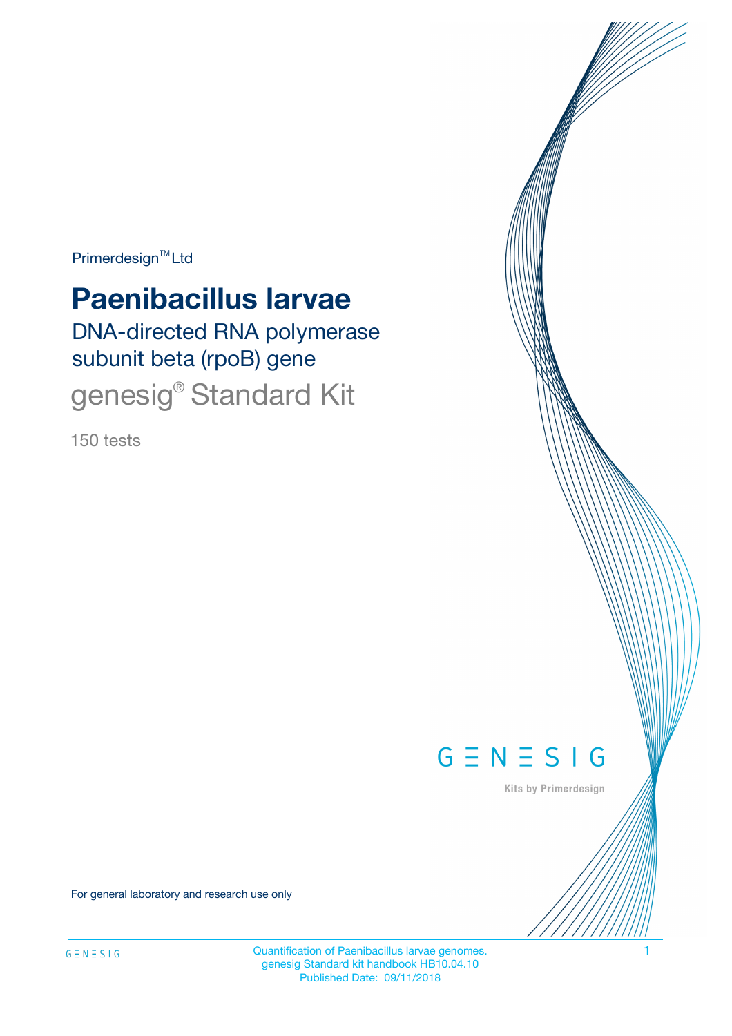Primerdesign™ Ltd

# Paenibacillus larvae

## DNA-directed RNA polymerase subunit beta (rpoB) gene

## genesig® Standard Kit

150 tests

GENESIG

Kits by Primerdesign

For general laboratory and research use only

Quantification of Paenibacillus larvae genomes.
genesig Standard kit handbook HB10.04.10
Published Date: 09/11/2018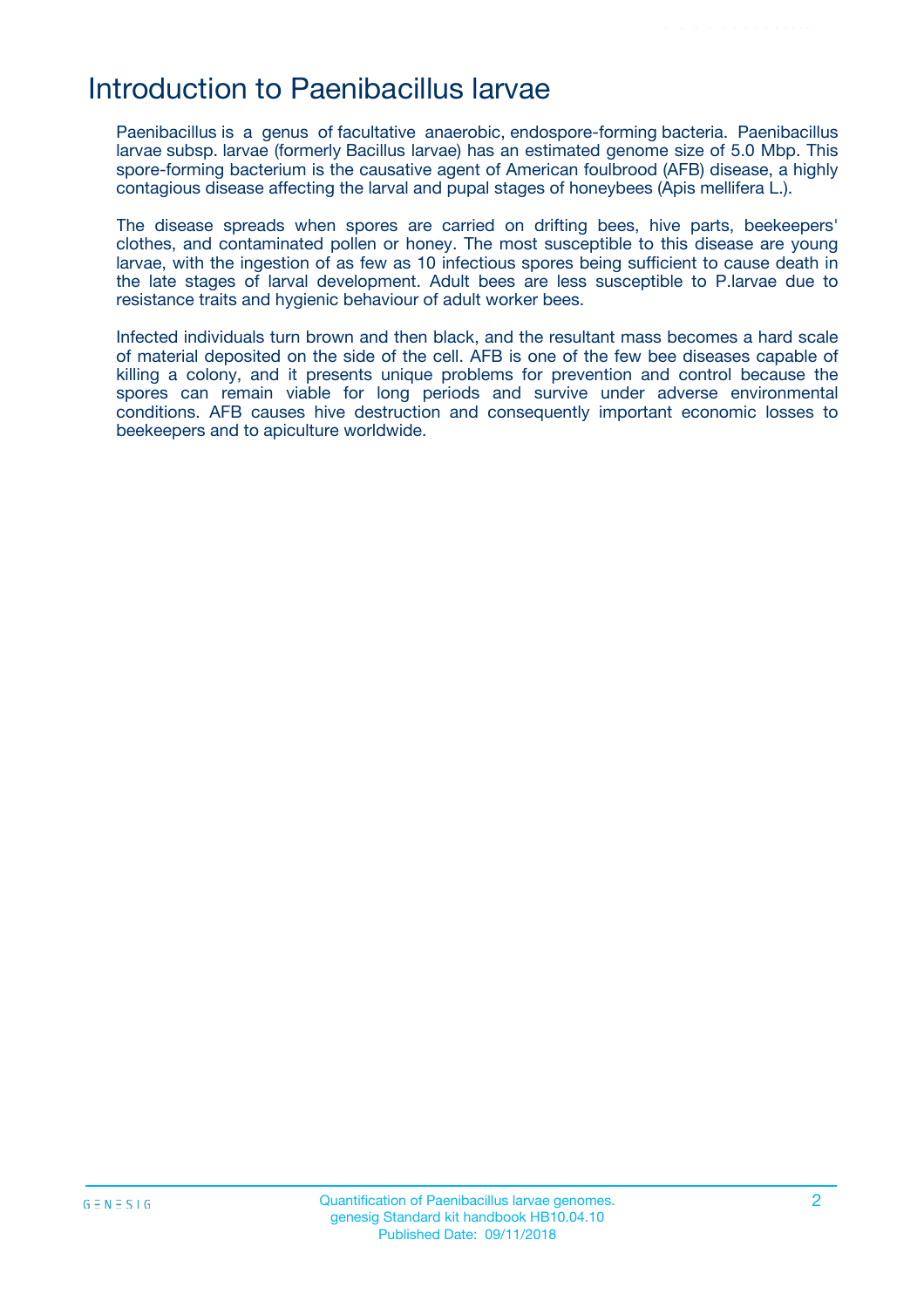# Introduction to Paenibacillus larvae

Paenibacillus is a genus of facultative anaerobic, endospore-forming bacteria. Paenibacillus larvae subsp. larvae (formerly Bacillus larvae) has an estimated genome size of 5.0 Mbp. This spore-forming bacterium is the causative agent of American foulbrood (AFB) disease, a highly contagious disease affecting the larval and pupal stages of honeybees (Apis mellifera L.).

The disease spreads when spores are carried on drifting bees, hive parts, beekeepers' clothes, and contaminated pollen or honey. The most susceptible to this disease are young larvae, with the ingestion of as few as 10 infectious spores being sufficient to cause death in the late stages of larval development. Adult bees are less susceptible to P.larvae due to resistance traits and hygienic behaviour of adult worker bees.

Infected individuals turn brown and then black, and the resultant mass becomes a hard scale of material deposited on the side of the cell. AFB is one of the few bee diseases capable of killing a colony, and it presents unique problems for prevention and control because the spores can remain viable for long periods and survive under adverse environmental conditions. AFB causes hive destruction and consequently important economic losses to beekeepers and to apiculture worldwide.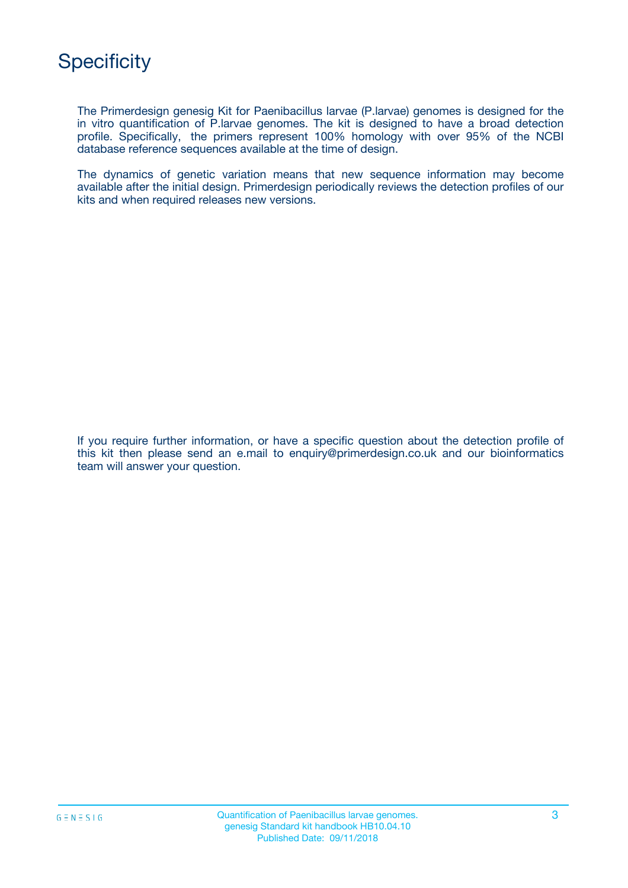# Specificity

The Primerdesign genesig Kit for Paenibacillus larvae (P.larvae) genomes is designed for the in vitro quantification of P.larvae genomes. The kit is designed to have a broad detection profile. Specifically, the primers represent 100% homology with over 95% of the NCBI database reference sequences available at the time of design.

The dynamics of genetic variation means that new sequence information may become available after the initial design. Primerdesign periodically reviews the detection profiles of our kits and when required releases new versions.

If you require further information, or have a specific question about the detection profile of this kit then please send an e.mail to enquiry@primerdesign.co.uk and our bioinformatics team will answer your question.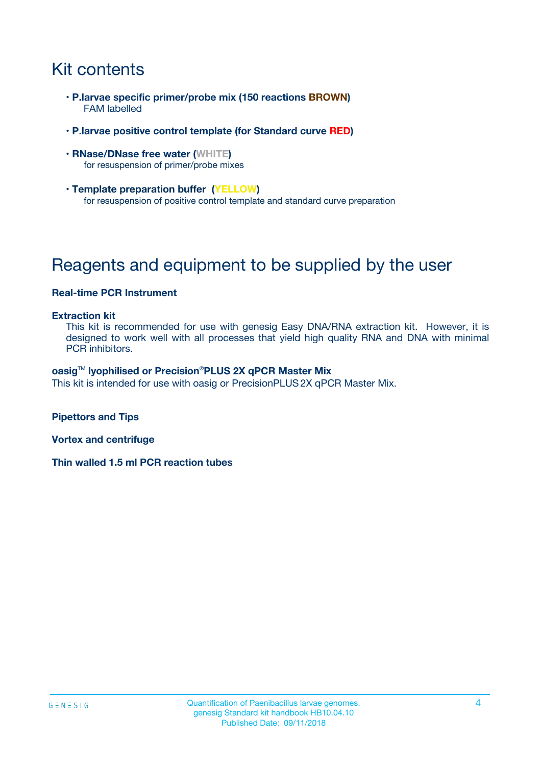# Kit contents

- **P.larvae specific primer/probe mix (150 reactions BROWN)**
  FAM labelled

- **P.larvae positive control template (for Standard curve RED)**

- **RNase/DNase free water (WHITE)**
  for resuspension of primer/probe mixes

- **Template preparation buffer (YELLOW)**
  for resuspension of positive control template and standard curve preparation

# Reagents and equipment to be supplied by the user

**Real-time PCR Instrument**

**Extraction kit**
This kit is recommended for use with genesig Easy DNA/RNA extraction kit. However, it is designed to work well with all processes that yield high quality RNA and DNA with minimal PCR inhibitors.

**oasig™ lyophilised or Precision®PLUS 2X qPCR Master Mix**
This kit is intended for use with oasig or PrecisionPLUS 2X qPCR Master Mix.

**Pipettors and Tips**

**Vortex and centrifuge**

**Thin walled 1.5 ml PCR reaction tubes**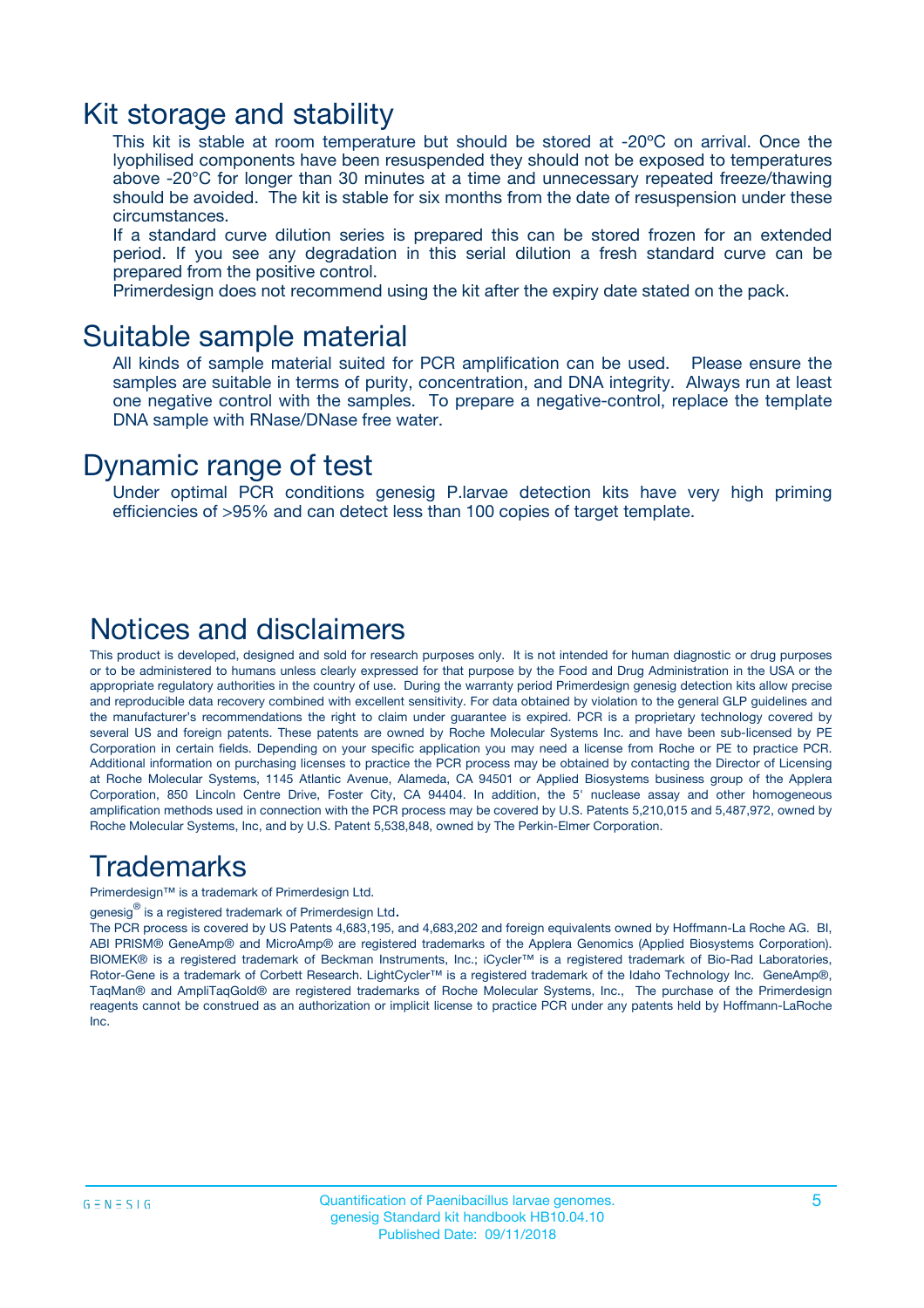## Kit storage and stability

This kit is stable at room temperature but should be stored at -20ºC on arrival. Once the lyophilised components have been resuspended they should not be exposed to temperatures above -20°C for longer than 30 minutes at a time and unnecessary repeated freeze/thawing should be avoided. The kit is stable for six months from the date of resuspension under these circumstances.

If a standard curve dilution series is prepared this can be stored frozen for an extended period. If you see any degradation in this serial dilution a fresh standard curve can be prepared from the positive control.

Primerdesign does not recommend using the kit after the expiry date stated on the pack.

## Suitable sample material

All kinds of sample material suited for PCR amplification can be used. Please ensure the samples are suitable in terms of purity, concentration, and DNA integrity. Always run at least one negative control with the samples. To prepare a negative-control, replace the template DNA sample with RNase/DNase free water.

## Dynamic range of test

Under optimal PCR conditions genesig P.larvae detection kits have very high priming efficiencies of >95% and can detect less than 100 copies of target template.

## Notices and disclaimers

This product is developed, designed and sold for research purposes only. It is not intended for human diagnostic or drug purposes or to be administered to humans unless clearly expressed for that purpose by the Food and Drug Administration in the USA or the appropriate regulatory authorities in the country of use. During the warranty period Primerdesign genesig detection kits allow precise and reproducible data recovery combined with excellent sensitivity. For data obtained by violation to the general GLP guidelines and the manufacturer's recommendations the right to claim under guarantee is expired. PCR is a proprietary technology covered by several US and foreign patents. These patents are owned by Roche Molecular Systems Inc. and have been sub-licensed by PE Corporation in certain fields. Depending on your specific application you may need a license from Roche or PE to practice PCR. Additional information on purchasing licenses to practice the PCR process may be obtained by contacting the Director of Licensing at Roche Molecular Systems, 1145 Atlantic Avenue, Alameda, CA 94501 or Applied Biosystems business group of the Applera Corporation, 850 Lincoln Centre Drive, Foster City, CA 94404. In addition, the 5' nuclease assay and other homogeneous amplification methods used in connection with the PCR process may be covered by U.S. Patents 5,210,015 and 5,487,972, owned by Roche Molecular Systems, Inc, and by U.S. Patent 5,538,848, owned by The Perkin-Elmer Corporation.

## Trademarks

Primerdesign™ is a trademark of Primerdesign Ltd.

genesig® is a registered trademark of Primerdesign Ltd.

The PCR process is covered by US Patents 4,683,195, and 4,683,202 and foreign equivalents owned by Hoffmann-La Roche AG. BI, ABI PRISM® GeneAmp® and MicroAmp® are registered trademarks of the Applera Genomics (Applied Biosystems Corporation). BIOMEK® is a registered trademark of Beckman Instruments, Inc.; iCycler™ is a registered trademark of Bio-Rad Laboratories, Rotor-Gene is a trademark of Corbett Research. LightCycler™ is a registered trademark of the Idaho Technology Inc. GeneAmp®, TaqMan® and AmpliTaqGold® are registered trademarks of Roche Molecular Systems, Inc., The purchase of the Primerdesign reagents cannot be construed as an authorization or implicit license to practice PCR under any patents held by Hoffmann-LaRoche Inc.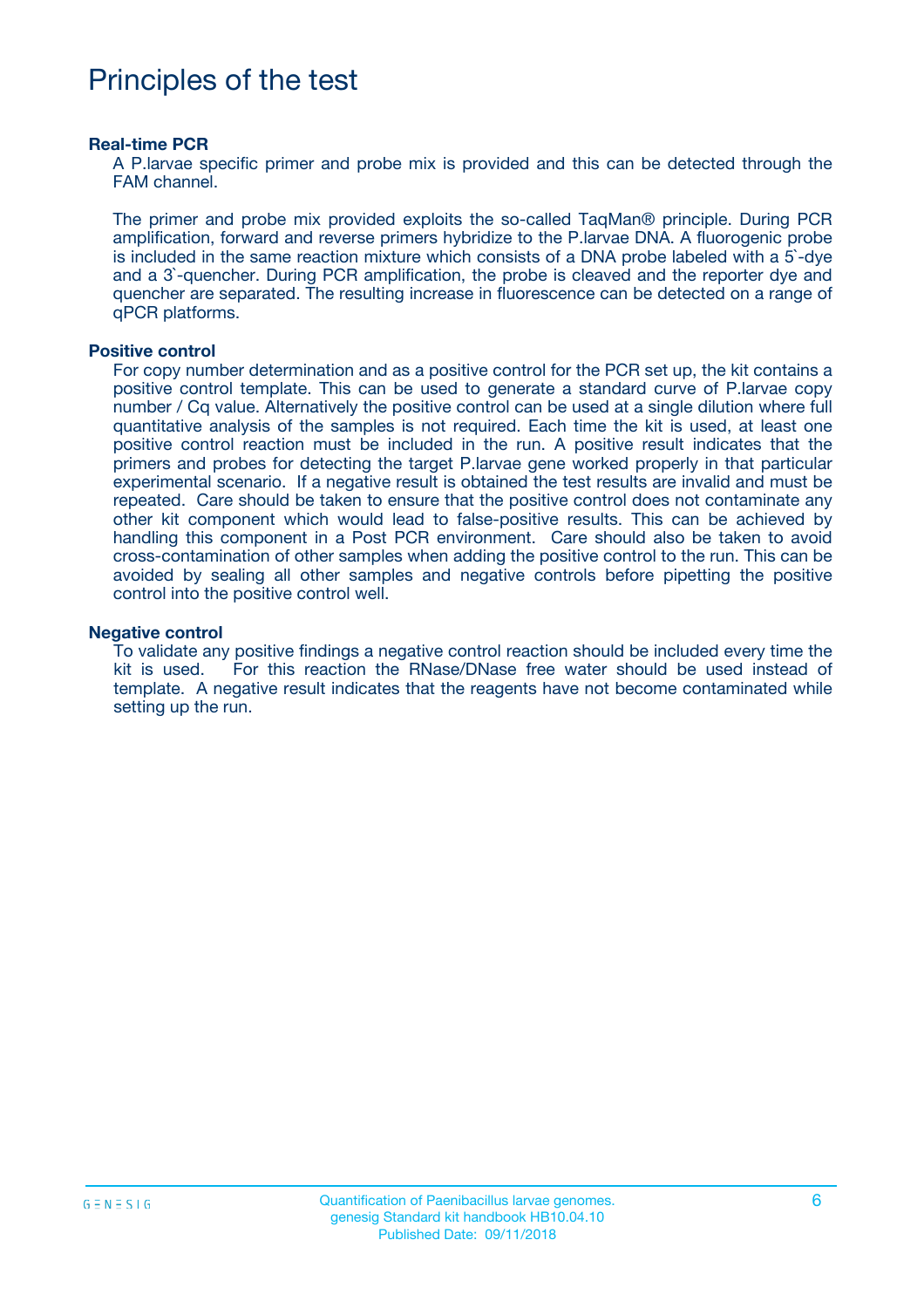# Principles of the test

**Real-time PCR**

A P.larvae specific primer and probe mix is provided and this can be detected through the FAM channel.

The primer and probe mix provided exploits the so-called TaqMan® principle. During PCR amplification, forward and reverse primers hybridize to the P.larvae DNA. A fluorogenic probe is included in the same reaction mixture which consists of a DNA probe labeled with a 5`-dye and a 3`-quencher. During PCR amplification, the probe is cleaved and the reporter dye and quencher are separated. The resulting increase in fluorescence can be detected on a range of qPCR platforms.

**Positive control**

For copy number determination and as a positive control for the PCR set up, the kit contains a positive control template. This can be used to generate a standard curve of P.larvae copy number / Cq value. Alternatively the positive control can be used at a single dilution where full quantitative analysis of the samples is not required. Each time the kit is used, at least one positive control reaction must be included in the run. A positive result indicates that the primers and probes for detecting the target P.larvae gene worked properly in that particular experimental scenario. If a negative result is obtained the test results are invalid and must be repeated. Care should be taken to ensure that the positive control does not contaminate any other kit component which would lead to false-positive results. This can be achieved by handling this component in a Post PCR environment. Care should also be taken to avoid cross-contamination of other samples when adding the positive control to the run. This can be avoided by sealing all other samples and negative controls before pipetting the positive control into the positive control well.

**Negative control**

To validate any positive findings a negative control reaction should be included every time the kit is used. For this reaction the RNase/DNase free water should be used instead of template. A negative result indicates that the reagents have not become contaminated while setting up the run.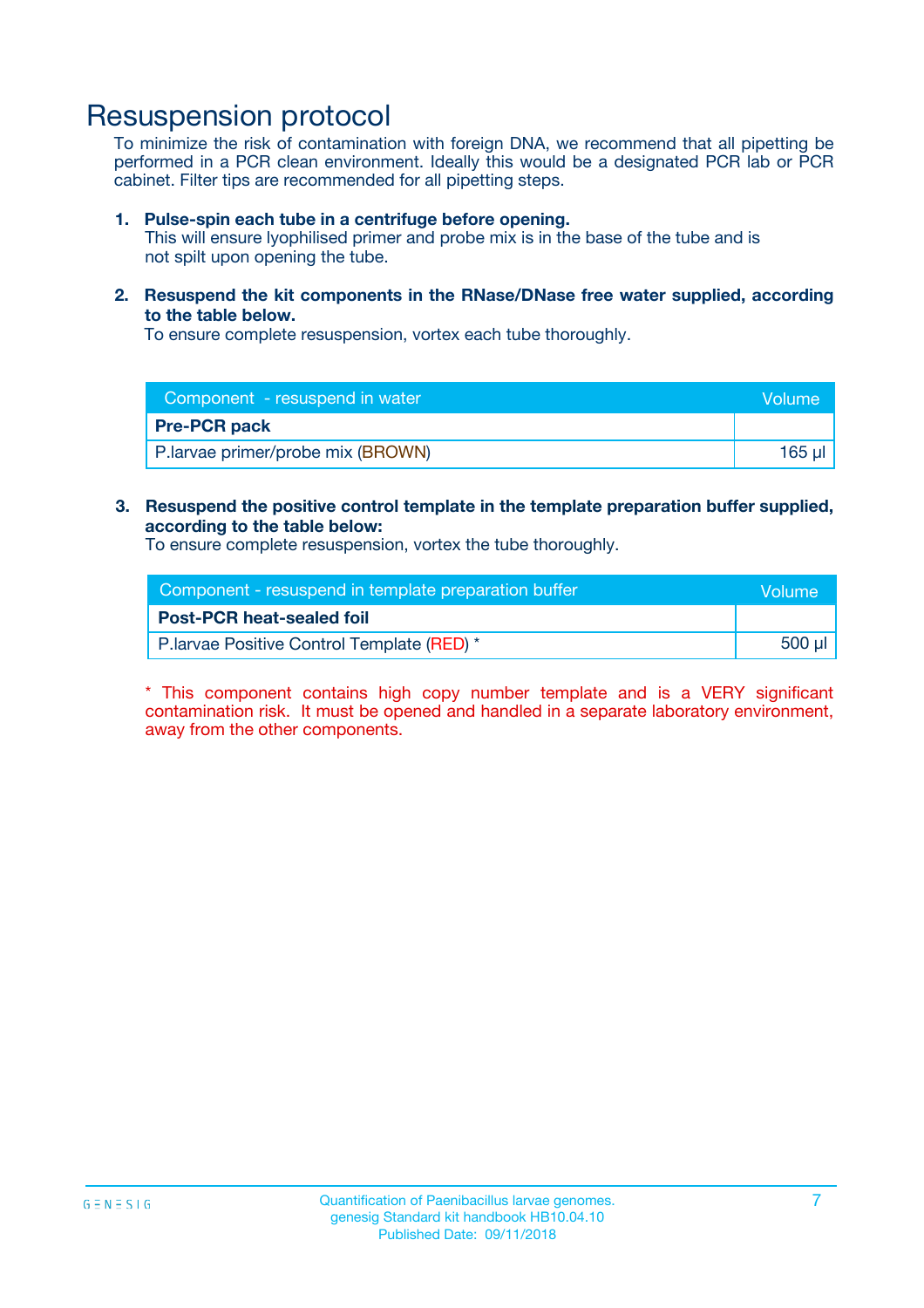# Resuspension protocol

To minimize the risk of contamination with foreign DNA, we recommend that all pipetting be performed in a PCR clean environment. Ideally this would be a designated PCR lab or PCR cabinet. Filter tips are recommended for all pipetting steps.

1. **Pulse-spin each tube in a centrifuge before opening.**
   This will ensure lyophilised primer and probe mix is in the base of the tube and is not spilt upon opening the tube.

2. **Resuspend the kit components in the RNase/DNase free water supplied, according to the table below.**
   To ensure complete resuspension, vortex each tube thoroughly.

| Component - resuspend in water | Volume |
|---|---|
| **Pre-PCR pack** | |
| P.larvae primer/probe mix (BROWN) | 165 µl |

3. **Resuspend the positive control template in the template preparation buffer supplied, according to the table below:**
   To ensure complete resuspension, vortex the tube thoroughly.

| Component - resuspend in template preparation buffer | Volume |
|---|---|
| **Post-PCR heat-sealed foil** | |
| P.larvae Positive Control Template (RED) * | 500 µl |

* This component contains high copy number template and is a VERY significant contamination risk. It must be opened and handled in a separate laboratory environment, away from the other components.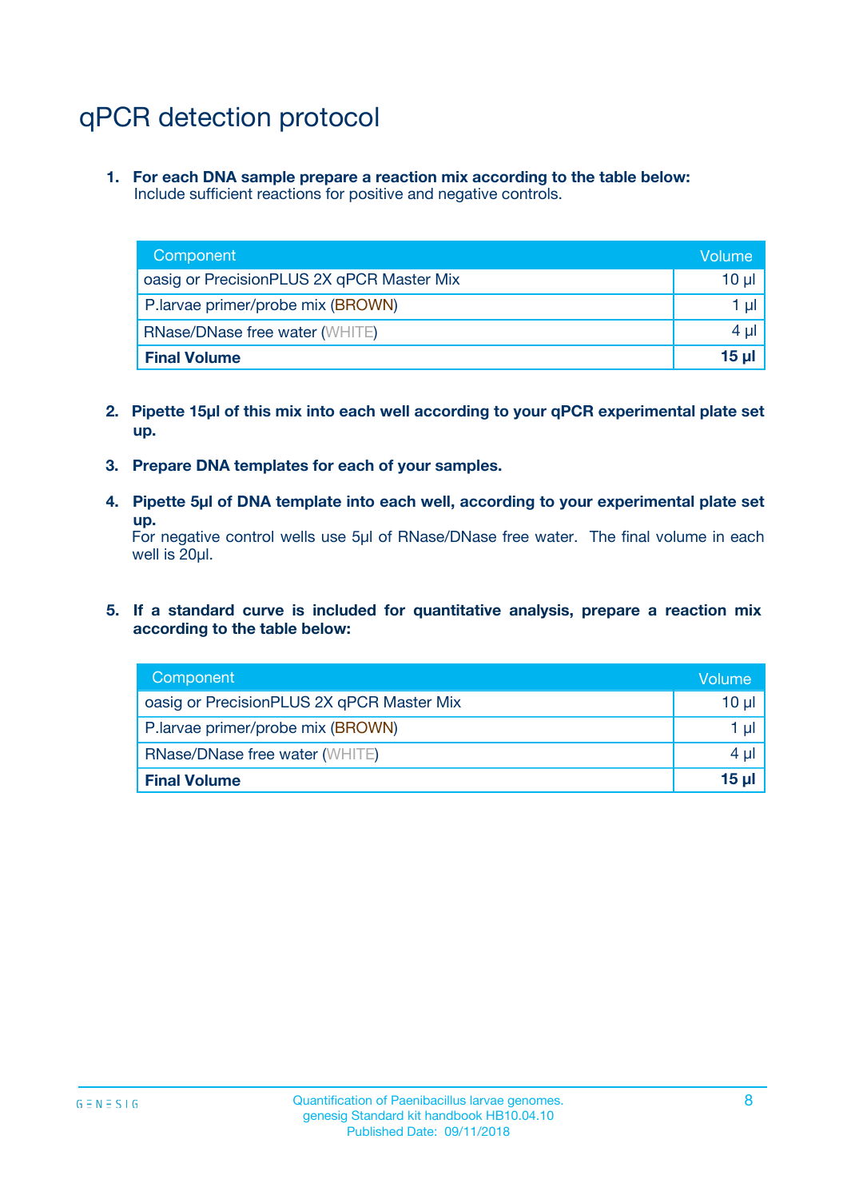# qPCR detection protocol

1. **For each DNA sample prepare a reaction mix according to the table below:**
   Include sufficient reactions for positive and negative controls.

| Component | Volume |
|---|---|
| oasig or PrecisionPLUS 2X qPCR Master Mix | 10 µl |
| P.larvae primer/probe mix (BROWN) | 1 µl |
| RNase/DNase free water (WHITE) | 4 µl |
| **Final Volume** | **15 µl** |

2. **Pipette 15µl of this mix into each well according to your qPCR experimental plate set up.**

3. **Prepare DNA templates for each of your samples.**

4. **Pipette 5µl of DNA template into each well, according to your experimental plate set up.**
   For negative control wells use 5µl of RNase/DNase free water. The final volume in each well is 20µl.

5. **If a standard curve is included for quantitative analysis, prepare a reaction mix according to the table below:**

| Component | Volume |
|---|---|
| oasig or PrecisionPLUS 2X qPCR Master Mix | 10 µl |
| P.larvae primer/probe mix (BROWN) | 1 µl |
| RNase/DNase free water (WHITE) | 4 µl |
| **Final Volume** | **15 µl** |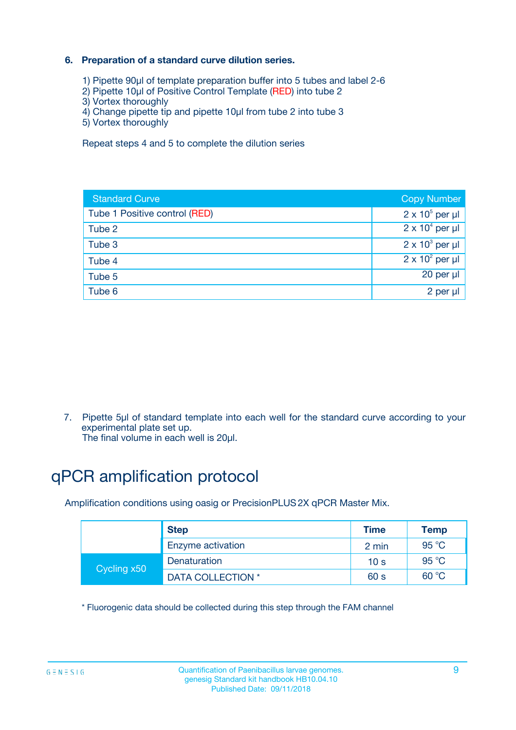### 6. Preparation of a standard curve dilution series.

1) Pipette 90µl of template preparation buffer into 5 tubes and label 2-6
2) Pipette 10µl of Positive Control Template (RED) into tube 2
3) Vortex thoroughly
4) Change pipette tip and pipette 10µl from tube 2 into tube 3
5) Vortex thoroughly

Repeat steps 4 and 5 to complete the dilution series

| Standard Curve | Copy Number |
|---|---|
| Tube 1 Positive control (RED) | $2 \times 10^5$ per µl |
| Tube 2 | $2 \times 10^4$ per µl |
| Tube 3 | $2 \times 10^3$ per µl |
| Tube 4 | $2 \times 10^2$ per µl |
| Tube 5 | 20 per µl |
| Tube 6 | 2 per µl |

7. Pipette 5µl of standard template into each well for the standard curve according to your experimental plate set up.
   The final volume in each well is 20µl.

# qPCR amplification protocol

Amplification conditions using oasig or PrecisionPLUS 2X qPCR Master Mix.

| | Step | Time | Temp |
|---|---|---|---|
| | Enzyme activation | 2 min | 95 °C |
| Cycling x50 | Denaturation | 10 s | 95 °C |
| | DATA COLLECTION * | 60 s | 60 °C |

* Fluorogenic data should be collected during this step through the FAM channel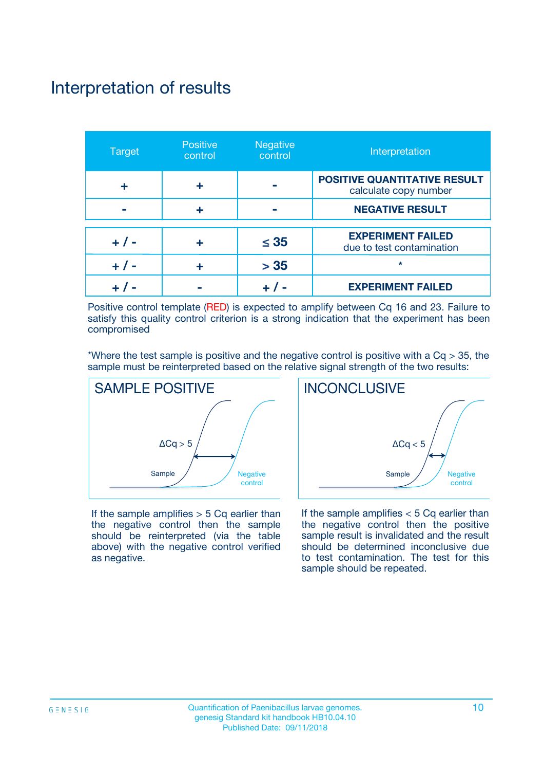# Interpretation of results

| Target | Positive control | Negative control | Interpretation |
|---|---|---|---|
| + | + | - | **POSITIVE QUANTITATIVE RESULT** calculate copy number |
| - | + | - | **NEGATIVE RESULT** |
| + / - | + | ≤ 35 | **EXPERIMENT FAILED** due to test contamination |
| + / - | + | > 35 | * |
| + / - | - | + / - | **EXPERIMENT FAILED** |

Positive control template (RED) is expected to amplify between Cq 16 and 23. Failure to satisfy this quality control criterion is a strong indication that the experiment has been compromised

*Where the test sample is positive and the negative control is positive with a Cq > 35, the sample must be reinterpreted based on the relative signal strength of the two results:

SAMPLE POSITIVE

ΔCq > 5

Sample

Negative control

If the sample amplifies > 5 Cq earlier than the negative control then the sample should be reinterpreted (via the table above) with the negative control verified as negative.

INCONCLUSIVE

ΔCq < 5

Sample

Negative control

If the sample amplifies < 5 Cq earlier than the negative control then the positive sample result is invalidated and the result should be determined inconclusive due to test contamination. The test for this sample should be repeated.